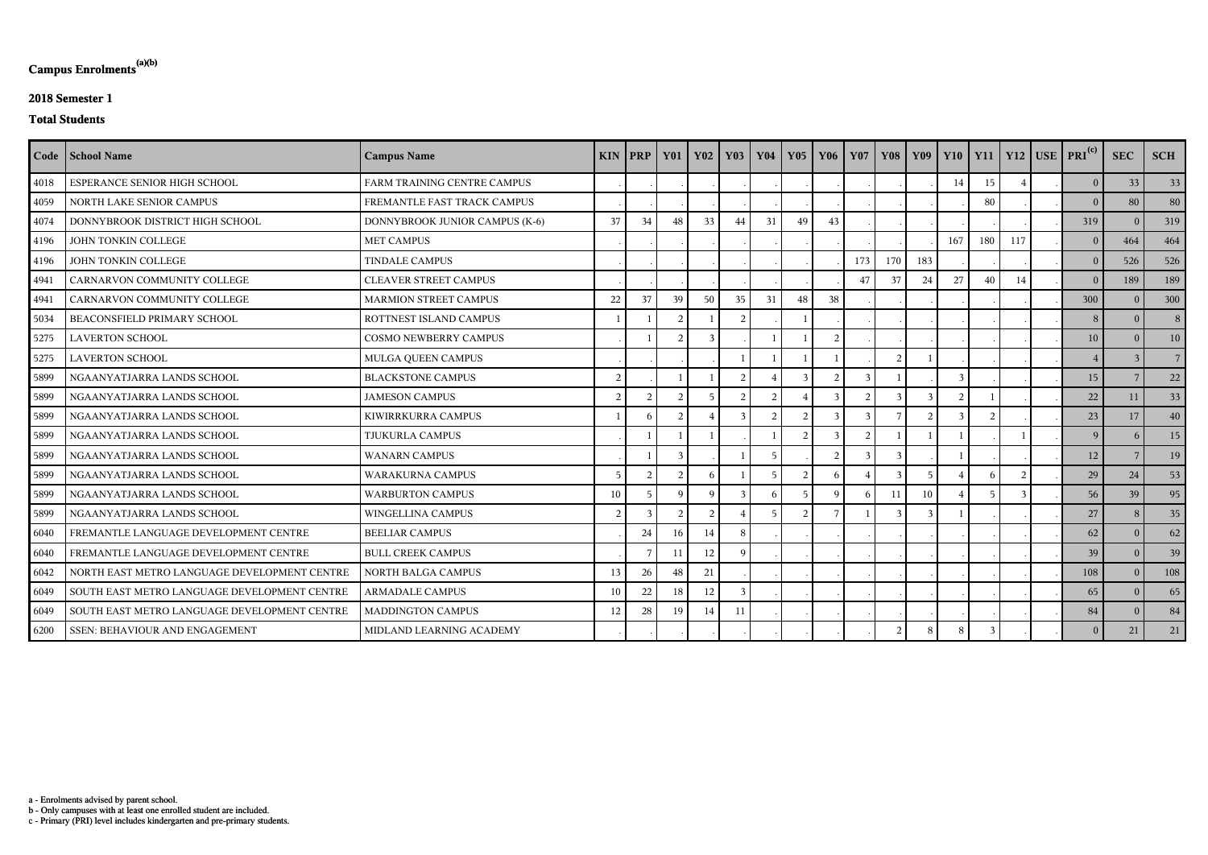**Campus Enrolments[(a)(b)]**

**2018 Semester 1**

**Total Students**

| Code | School Name | Campus Name | KIN | PRP | Y01 | Y02 | Y03 | Y04 | Y05 | Y06 | Y07 | Y08 | Y09 | Y10 | Y11 | Y12 | USE | PRI[(c)] | SEC | SCH |
|---|---|---|---|---|---|---|---|---|---|---|---|---|---|---|---|---|---|---|---|---|
| 4018 | ESPERANCE SENIOR HIGH SCHOOL | FARM TRAINING CENTRE CAMPUS | . | . | . | . | . | . | . | . | . | . | . | 14 | 15 | 4 | . | 0 | 33 | 33 |
| 4059 | NORTH LAKE SENIOR CAMPUS | FREMANTLE FAST TRACK CAMPUS | . | . | . | . | . | . | . | . | . | . | . | . | 80 | . | . | 0 | 80 | 80 |
| 4074 | DONNYBROOK DISTRICT HIGH SCHOOL | DONNYBROOK JUNIOR CAMPUS (K-6) | 37 | 34 | 48 | 33 | 44 | 31 | 49 | 43 | . | . | . | . | . | . | . | 319 | 0 | 319 |
| 4196 | JOHN TONKIN COLLEGE | MET CAMPUS | . | . | . | . | . | . | . | . | . | . | . | 167 | 180 | 117 | . | 0 | 464 | 464 |
| 4196 | JOHN TONKIN COLLEGE | TINDALE CAMPUS | . | . | . | . | . | . | . | . | 173 | 170 | 183 | . | . | . | . | 0 | 526 | 526 |
| 4941 | CARNARVON COMMUNITY COLLEGE | CLEAVER STREET CAMPUS | . | . | . | . | . | . | . | . | 47 | 37 | 24 | 27 | 40 | 14 | . | 0 | 189 | 189 |
| 4941 | CARNARVON COMMUNITY COLLEGE | MARMION STREET CAMPUS | 22 | 37 | 39 | 50 | 35 | 31 | 48 | 38 | . | . | . | . | . | . | . | 300 | 0 | 300 |
| 5034 | BEACONSFIELD PRIMARY SCHOOL | ROTTNEST ISLAND CAMPUS | 1 | 1 | 2 | 1 | 2 | . | 1 | . | . | . | . | . | . | . | . | 8 | 0 | 8 |
| 5275 | LAVERTON SCHOOL | COSMO NEWBERRY CAMPUS | . | 1 | 2 | 3 | . | 1 | 1 | 2 | . | . | . | . | . | . | . | 10 | 0 | 10 |
| 5275 | LAVERTON SCHOOL | MULGA QUEEN CAMPUS | . | . | . | . | 1 | 1 | 1 | 1 | . | 2 | 1 | . | . | . | . | 4 | 3 | 7 |
| 5899 | NGAANYATJARRA LANDS SCHOOL | BLACKSTONE CAMPUS | 2 | . | 1 | 1 | 2 | 4 | 3 | 2 | 3 | 1 | . | 3 | . | . | . | 15 | 7 | 22 |
| 5899 | NGAANYATJARRA LANDS SCHOOL | JAMESON CAMPUS | 2 | 2 | 2 | 5 | 2 | 2 | 4 | 3 | 2 | 3 | 3 | 2 | 1 | . | . | 22 | 11 | 33 |
| 5899 | NGAANYATJARRA LANDS SCHOOL | KIWIRRKURRA CAMPUS | 1 | 6 | 2 | 4 | 3 | 2 | 2 | 3 | 3 | 7 | 2 | 3 | 2 | . | . | 23 | 17 | 40 |
| 5899 | NGAANYATJARRA LANDS SCHOOL | TJUKURLA CAMPUS | . | 1 | 1 | 1 | . | 1 | 2 | 3 | 2 | 1 | 1 | 1 | . | 1 | . | 9 | 6 | 15 |
| 5899 | NGAANYATJARRA LANDS SCHOOL | WANARN CAMPUS | . | 1 | 3 | . | 1 | 5 | . | 2 | 3 | 3 | . | 1 | . | . | . | 12 | 7 | 19 |
| 5899 | NGAANYATJARRA LANDS SCHOOL | WARAKURNA CAMPUS | 5 | 2 | 2 | 6 | 1 | 5 | 2 | 6 | 4 | 3 | 5 | 4 | 6 | 2 | . | 29 | 24 | 53 |
| 5899 | NGAANYATJARRA LANDS SCHOOL | WARBURTON CAMPUS | 10 | 5 | 9 | 9 | 3 | 6 | 5 | 9 | 6 | 11 | 10 | 4 | 5 | 3 | . | 56 | 39 | 95 |
| 5899 | NGAANYATJARRA LANDS SCHOOL | WINGELLINA CAMPUS | 2 | 3 | 2 | 2 | 4 | 5 | 2 | 7 | 1 | 3 | 3 | 1 | . | . | . | 27 | 8 | 35 |
| 6040 | FREMANTLE LANGUAGE DEVELOPMENT CENTRE | BEELIAR CAMPUS | . | 24 | 16 | 14 | 8 | . | . | . | . | . | . | . | . | . | . | 62 | 0 | 62 |
| 6040 | FREMANTLE LANGUAGE DEVELOPMENT CENTRE | BULL CREEK CAMPUS | . | 7 | 11 | 12 | 9 | . | . | . | . | . | . | . | . | . | . | 39 | 0 | 39 |
| 6042 | NORTH EAST METRO LANGUAGE DEVELOPMENT CENTRE | NORTH BALGA CAMPUS | 13 | 26 | 48 | 21 | . | . | . | . | . | . | . | . | . | . | . | 108 | 0 | 108 |
| 6049 | SOUTH EAST METRO LANGUAGE DEVELOPMENT CENTRE | ARMADALE CAMPUS | 10 | 22 | 18 | 12 | 3 | . | . | . | . | . | . | . | . | . | . | 65 | 0 | 65 |
| 6049 | SOUTH EAST METRO LANGUAGE DEVELOPMENT CENTRE | MADDINGTON CAMPUS | 12 | 28 | 19 | 14 | 11 | . | . | . | . | . | . | . | . | . | . | 84 | 0 | 84 |
| 6200 | SSEN: BEHAVIOUR AND ENGAGEMENT | MIDLAND LEARNING ACADEMY | . | . | . | . | . | . | . | . | . | 2 | 8 | 8 | 3 | . | . | 0 | 21 | 21 |

a - Enrolments advised by parent school.
b - Only campuses with at least one enrolled student are included.
c - Primary (PRI) level includes kindergarten and pre-primary students.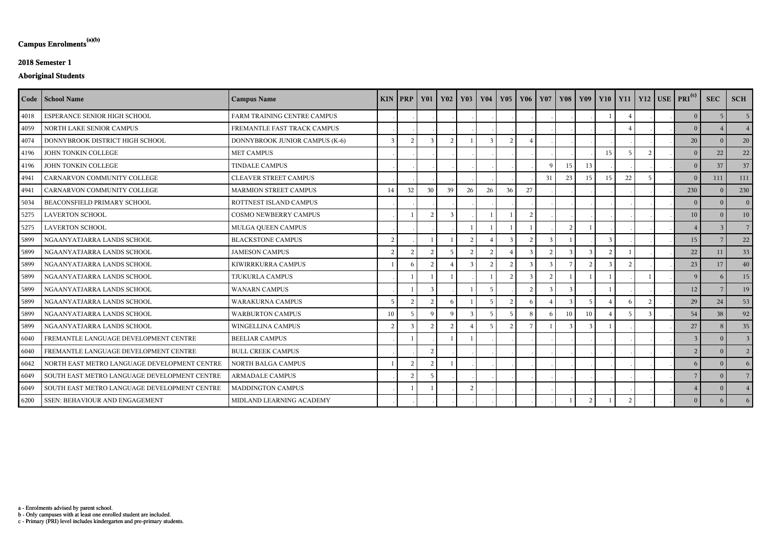**Campus Enrolments[(a)(b)]**

**2018 Semester 1**

**Aboriginal Students**

| Code | School Name | Campus Name | KIN | PRP | Y01 | Y02 | Y03 | Y04 | Y05 | Y06 | Y07 | Y08 | Y09 | Y10 | Y11 | Y12 | USE | PRI[(c)] | SEC | SCH |
|---|---|---|---|---|---|---|---|---|---|---|---|---|---|---|---|---|---|---|---|---|
| 4018 | ESPERANCE SENIOR HIGH SCHOOL | FARM TRAINING CENTRE CAMPUS | . | . | . | . | . | . | . | . | . | . | . | 1 | 4 | . | . | 0 | 5 | 5 |
| 4059 | NORTH LAKE SENIOR CAMPUS | FREMANTLE FAST TRACK CAMPUS | . | . | . | . | . | . | . | . | . | . | . | . | 4 | . | . | 0 | 4 | 4 |
| 4074 | DONNYBROOK DISTRICT HIGH SCHOOL | DONNYBROOK JUNIOR CAMPUS (K-6) | 3 | 2 | 3 | 2 | 1 | 3 | 2 | 4 | . | . | . | . | . | . | . | 20 | 0 | 20 |
| 4196 | JOHN TONKIN COLLEGE | MET CAMPUS | . | . | . | . | . | . | . | . | . | . | . | 15 | 5 | 2 | . | 0 | 22 | 22 |
| 4196 | JOHN TONKIN COLLEGE | TINDALE CAMPUS | . | . | . | . | . | . | . | . | 9 | 15 | 13 | . | . | . | . | 0 | 37 | 37 |
| 4941 | CARNARVON COMMUNITY COLLEGE | CLEAVER STREET CAMPUS | . | . | . | . | . | . | . | . | 31 | 23 | 15 | 15 | 22 | 5 | . | 0 | 111 | 111 |
| 4941 | CARNARVON COMMUNITY COLLEGE | MARMION STREET CAMPUS | 14 | 32 | 30 | 39 | 26 | 26 | 36 | 27 | . | . | . | . | . | . | . | 230 | 0 | 230 |
| 5034 | BEACONSFIELD PRIMARY SCHOOL | ROTTNEST ISLAND CAMPUS | . | . | . | . | . | . | . | . | . | . | . | . | . | . | . | 0 | 0 | 0 |
| 5275 | LAVERTON SCHOOL | COSMO NEWBERRY CAMPUS | . | 1 | 2 | 3 | . | 1 | 1 | 2 | . | . | . | . | . | . | . | 10 | 0 | 10 |
| 5275 | LAVERTON SCHOOL | MULGA QUEEN CAMPUS | . | . | . | . | 1 | 1 | 1 | 1 | . | 2 | 1 | . | . | . | . | 4 | 3 | 7 |
| 5899 | NGAANYATJARRA LANDS SCHOOL | BLACKSTONE CAMPUS | 2 | . | 1 | 1 | 2 | 4 | 3 | 2 | 3 | 1 | . | 3 | . | . | . | 15 | 7 | 22 |
| 5899 | NGAANYATJARRA LANDS SCHOOL | JAMESON CAMPUS | 2 | 2 | 2 | 5 | 2 | 2 | 4 | 3 | 2 | 3 | 3 | 2 | 1 | . | . | 22 | 11 | 33 |
| 5899 | NGAANYATJARRA LANDS SCHOOL | KIWIRRKURRA CAMPUS | 1 | 6 | 2 | 4 | 3 | 2 | 2 | 3 | 3 | 7 | 2 | 3 | 2 | . | . | 23 | 17 | 40 |
| 5899 | NGAANYATJARRA LANDS SCHOOL | TJUKURLA CAMPUS | . | 1 | 1 | 1 | . | 1 | 2 | 3 | 2 | 1 | 1 | 1 | . | 1 | . | 9 | 6 | 15 |
| 5899 | NGAANYATJARRA LANDS SCHOOL | WANARN CAMPUS | . | 1 | 3 | . | 1 | 5 | . | 2 | 3 | 3 | . | 1 | . | . | . | 12 | 7 | 19 |
| 5899 | NGAANYATJARRA LANDS SCHOOL | WARAKURNA CAMPUS | 5 | 2 | 2 | 6 | 1 | 5 | 2 | 6 | 4 | 3 | 5 | 4 | 6 | 2 | . | 29 | 24 | 53 |
| 5899 | NGAANYATJARRA LANDS SCHOOL | WARBURTON CAMPUS | 10 | 5 | 9 | 9 | 3 | 5 | 5 | 8 | 6 | 10 | 10 | 4 | 5 | 3 | . | 54 | 38 | 92 |
| 5899 | NGAANYATJARRA LANDS SCHOOL | WINGELLINA CAMPUS | 2 | 3 | 2 | 2 | 4 | 5 | 2 | 7 | 1 | 3 | 3 | 1 | . | . | . | 27 | 8 | 35 |
| 6040 | FREMANTLE LANGUAGE DEVELOPMENT CENTRE | BEELIAR CAMPUS | . | 1 | . | 1 | 1 | . | . | . | . | . | . | . | . | . | . | 3 | 0 | 3 |
| 6040 | FREMANTLE LANGUAGE DEVELOPMENT CENTRE | BULL CREEK CAMPUS | . | . | 2 | . | . | . | . | . | . | . | . | . | . | . | . | 2 | 0 | 2 |
| 6042 | NORTH EAST METRO LANGUAGE DEVELOPMENT CENTRE | NORTH BALGA CAMPUS | 1 | 2 | 2 | 1 | . | . | . | . | . | . | . | . | . | . | . | 6 | 0 | 6 |
| 6049 | SOUTH EAST METRO LANGUAGE DEVELOPMENT CENTRE | ARMADALE CAMPUS | . | 2 | 5 | . | . | . | . | . | . | . | . | . | . | . | . | 7 | 0 | 7 |
| 6049 | SOUTH EAST METRO LANGUAGE DEVELOPMENT CENTRE | MADDINGTON CAMPUS | . | 1 | 1 | . | 2 | . | . | . | . | . | . | . | . | . | . | 4 | 0 | 4 |
| 6200 | SSEN: BEHAVIOUR AND ENGAGEMENT | MIDLAND LEARNING ACADEMY | . | . | . | . | . | . | . | . | . | 1 | 2 | 1 | 2 | . | . | 0 | 6 | 6 |

a - Enrolments advised by parent school.
b - Only campuses with at least one enrolled student are included.
c - Primary (PRI) level includes kindergarten and pre-primary students.